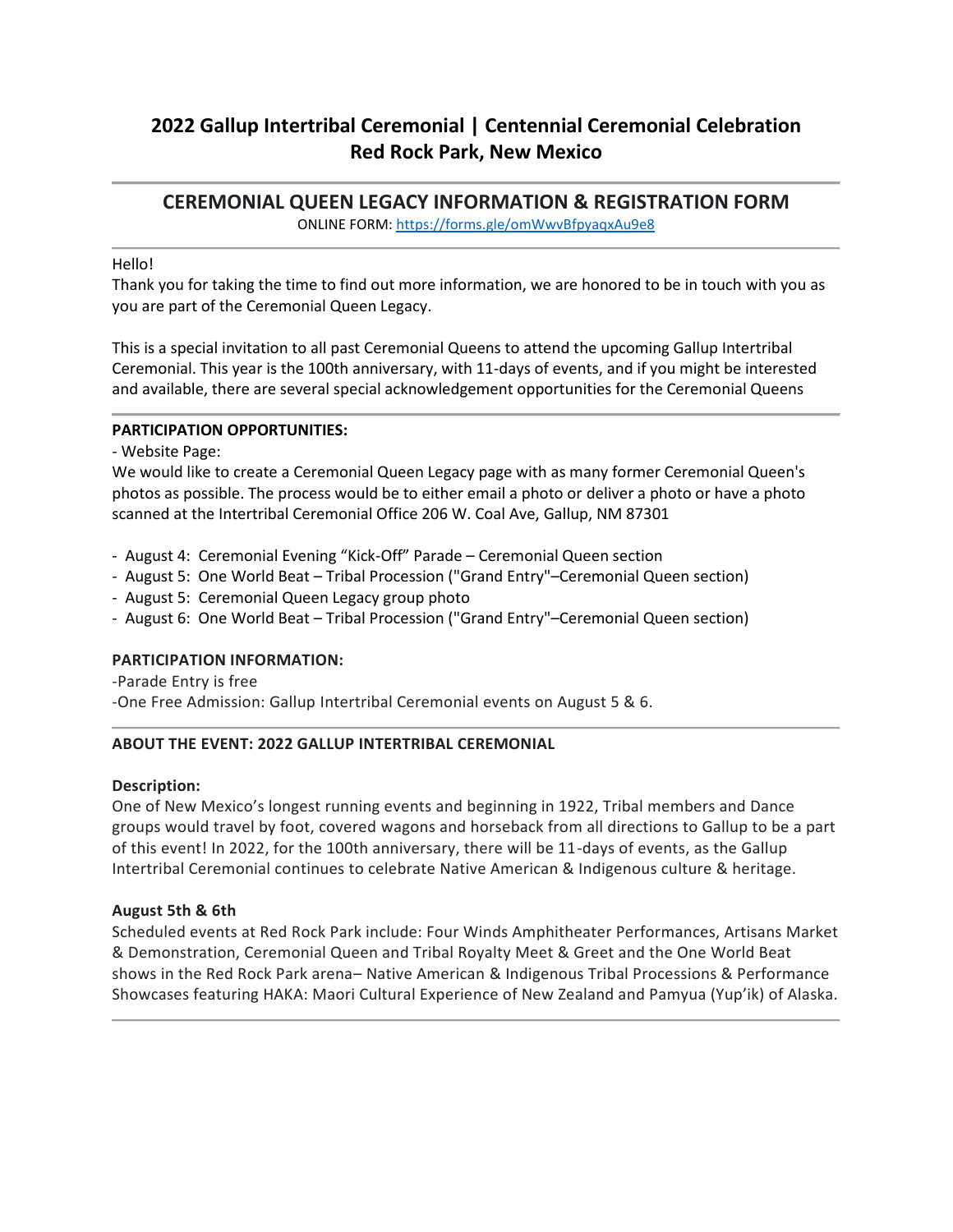# 2022 Gallup Intertribal Ceremonial | Centennial Ceremonial Celebration
# Red Rock Park, New Mexico

---

## CEREMONIAL QUEEN LEGACY INFORMATION & REGISTRATION FORM

ONLINE FORM: https://forms.gle/omWwvBfpyaqxAu9e8

---

Hello!
Thank you for taking the time to find out more information, we are honored to be in touch with you as you are part of the Ceremonial Queen Legacy.

This is a special invitation to all past Ceremonial Queens to attend the upcoming Gallup Intertribal Ceremonial. This year is the 100th anniversary, with 11-days of events, and if you might be interested and available, there are several special acknowledgement opportunities for the Ceremonial Queens

---

**PARTICIPATION OPPORTUNITIES:**

- Website Page:

We would like to create a Ceremonial Queen Legacy page with as many former Ceremonial Queen's photos as possible. The process would be to either email a photo or deliver a photo or have a photo scanned at the Intertribal Ceremonial Office 206 W. Coal Ave, Gallup, NM 87301

- August 4: Ceremonial Evening “Kick-Off” Parade – Ceremonial Queen section
- August 5: One World Beat – Tribal Procession ("Grand Entry"–Ceremonial Queen section)
- August 5: Ceremonial Queen Legacy group photo
- August 6: One World Beat – Tribal Procession ("Grand Entry"–Ceremonial Queen section)

**PARTICIPATION INFORMATION:**

-Parade Entry is free
-One Free Admission: Gallup Intertribal Ceremonial events on August 5 & 6.

---

**ABOUT THE EVENT: 2022 GALLUP INTERTRIBAL CEREMONIAL**

**Description:**
One of New Mexico’s longest running events and beginning in 1922, Tribal members and Dance groups would travel by foot, covered wagons and horseback from all directions to Gallup to be a part of this event! In 2022, for the 100th anniversary, there will be 11-days of events, as the Gallup Intertribal Ceremonial continues to celebrate Native American & Indigenous culture & heritage.

**August 5th & 6th**
Scheduled events at Red Rock Park include: Four Winds Amphitheater Performances, Artisans Market & Demonstration, Ceremonial Queen and Tribal Royalty Meet & Greet and the One World Beat shows in the Red Rock Park arena– Native American & Indigenous Tribal Processions & Performance Showcases featuring HAKA: Maori Cultural Experience of New Zealand and Pamyua (Yup’ik) of Alaska.

---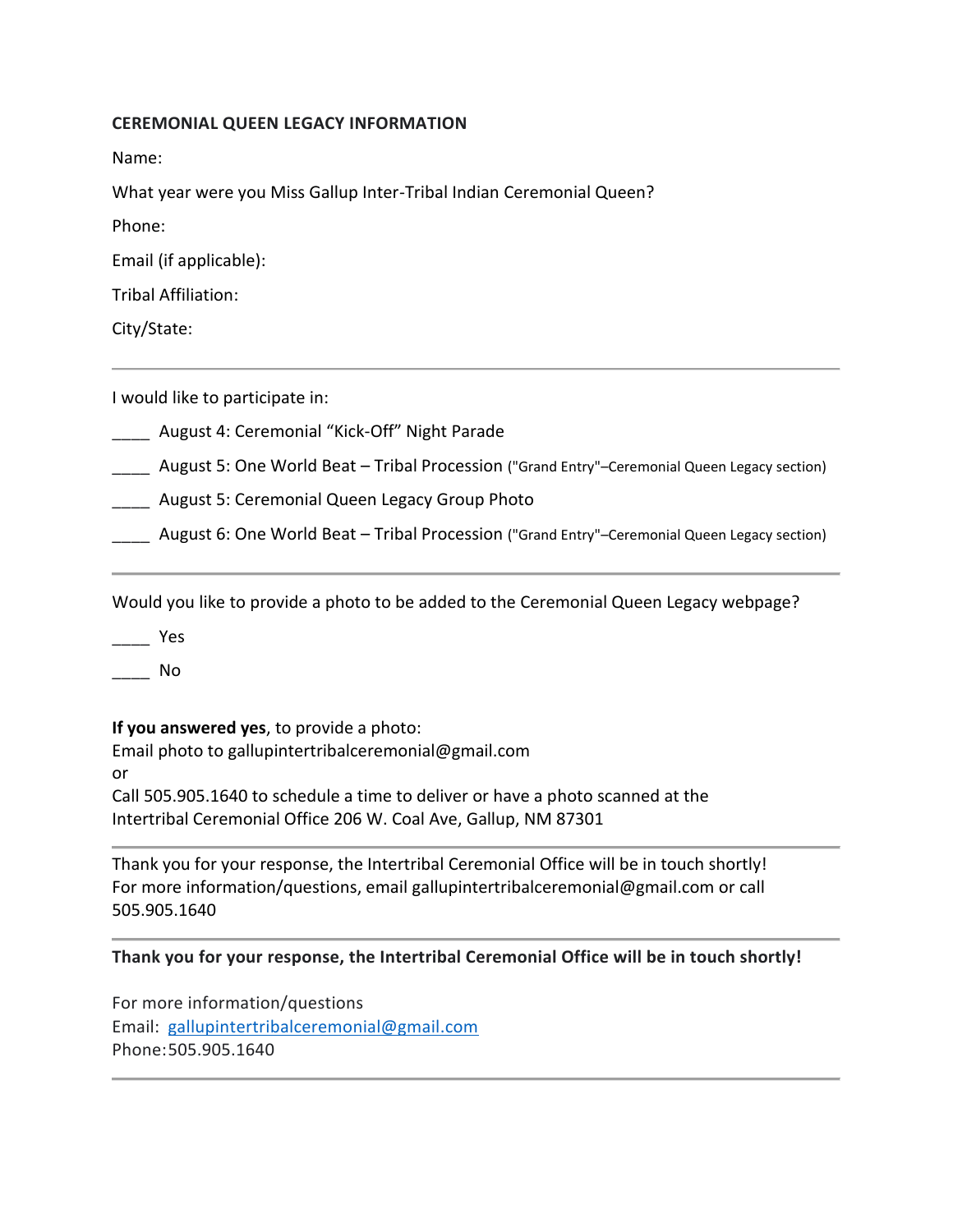**CEREMONIAL QUEEN LEGACY INFORMATION**

Name:

What year were you Miss Gallup Inter-Tribal Indian Ceremonial Queen?

Phone:

Email (if applicable):

Tribal Affiliation:

City/State:

---

I would like to participate in:

____ August 4: Ceremonial "Kick-Off" Night Parade

____ August 5: One World Beat – Tribal Procession ("Grand Entry"–Ceremonial Queen Legacy section)

____ August 5: Ceremonial Queen Legacy Group Photo

____ August 6: One World Beat – Tribal Procession ("Grand Entry"–Ceremonial Queen Legacy section)

---

Would you like to provide a photo to be added to the Ceremonial Queen Legacy webpage?

____ Yes

____ No

**If you answered yes**, to provide a photo:
Email photo to gallupintertribalceremonial@gmail.com
or
Call 505.905.1640 to schedule a time to deliver or have a photo scanned at the Intertribal Ceremonial Office 206 W. Coal Ave, Gallup, NM 87301

---

Thank you for your response, the Intertribal Ceremonial Office will be in touch shortly!
For more information/questions, email gallupintertribalceremonial@gmail.com or call 505.905.1640

---

**Thank you for your response, the Intertribal Ceremonial Office will be in touch shortly!**

For more information/questions
Email: gallupintertribalceremonial@gmail.com
Phone: 505.905.1640

---